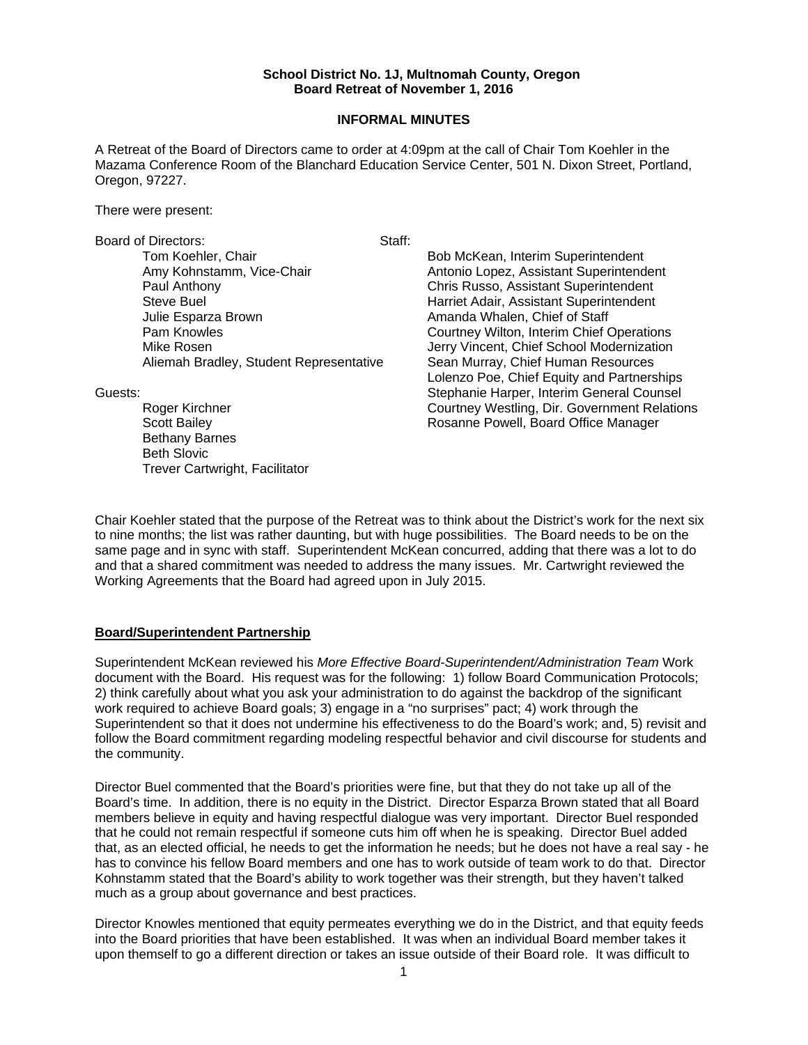**School District No. 1J, Multnomah County, Oregon**
**Board Retreat of November 1, 2016**

**INFORMAL MINUTES**

A Retreat of the Board of Directors came to order at 4:09pm at the call of Chair Tom Koehler in the Mazama Conference Room of the Blanchard Education Service Center, 501 N. Dixon Street, Portland, Oregon, 97227.

There were present:

Board of Directors:

- Tom Koehler, Chair
- Amy Kohnstamm, Vice-Chair
- Paul Anthony
- Steve Buel
- Julie Esparza Brown
- Pam Knowles
- Mike Rosen
- Aliemah Bradley, Student Representative

Guests:

- Roger Kirchner
- Scott Bailey
- Bethany Barnes
- Beth Slovic
- Trever Cartwright, Facilitator

Staff:

- Bob McKean, Interim Superintendent
- Antonio Lopez, Assistant Superintendent
- Chris Russo, Assistant Superintendent
- Harriet Adair, Assistant Superintendent
- Amanda Whalen, Chief of Staff
- Courtney Wilton, Interim Chief Operations
- Jerry Vincent, Chief School Modernization
- Sean Murray, Chief Human Resources
- Lolenzo Poe, Chief Equity and Partnerships
- Stephanie Harper, Interim General Counsel
- Courtney Westling, Dir. Government Relations
- Rosanne Powell, Board Office Manager

Chair Koehler stated that the purpose of the Retreat was to think about the District's work for the next six to nine months; the list was rather daunting, but with huge possibilities. The Board needs to be on the same page and in sync with staff. Superintendent McKean concurred, adding that there was a lot to do and that a shared commitment was needed to address the many issues. Mr. Cartwright reviewed the Working Agreements that the Board had agreed upon in July 2015.

**Board/Superintendent Partnership**

Superintendent McKean reviewed his *More Effective Board-Superintendent/Administration Team* Work document with the Board. His request was for the following: 1) follow Board Communication Protocols; 2) think carefully about what you ask your administration to do against the backdrop of the significant work required to achieve Board goals; 3) engage in a "no surprises" pact; 4) work through the Superintendent so that it does not undermine his effectiveness to do the Board's work; and, 5) revisit and follow the Board commitment regarding modeling respectful behavior and civil discourse for students and the community.

Director Buel commented that the Board's priorities were fine, but that they do not take up all of the Board's time. In addition, there is no equity in the District. Director Esparza Brown stated that all Board members believe in equity and having respectful dialogue was very important. Director Buel responded that he could not remain respectful if someone cuts him off when he is speaking. Director Buel added that, as an elected official, he needs to get the information he needs; but he does not have a real say - he has to convince his fellow Board members and one has to work outside of team work to do that. Director Kohnstamm stated that the Board's ability to work together was their strength, but they haven't talked much as a group about governance and best practices.

Director Knowles mentioned that equity permeates everything we do in the District, and that equity feeds into the Board priorities that have been established. It was when an individual Board member takes it upon themself to go a different direction or takes an issue outside of their Board role. It was difficult to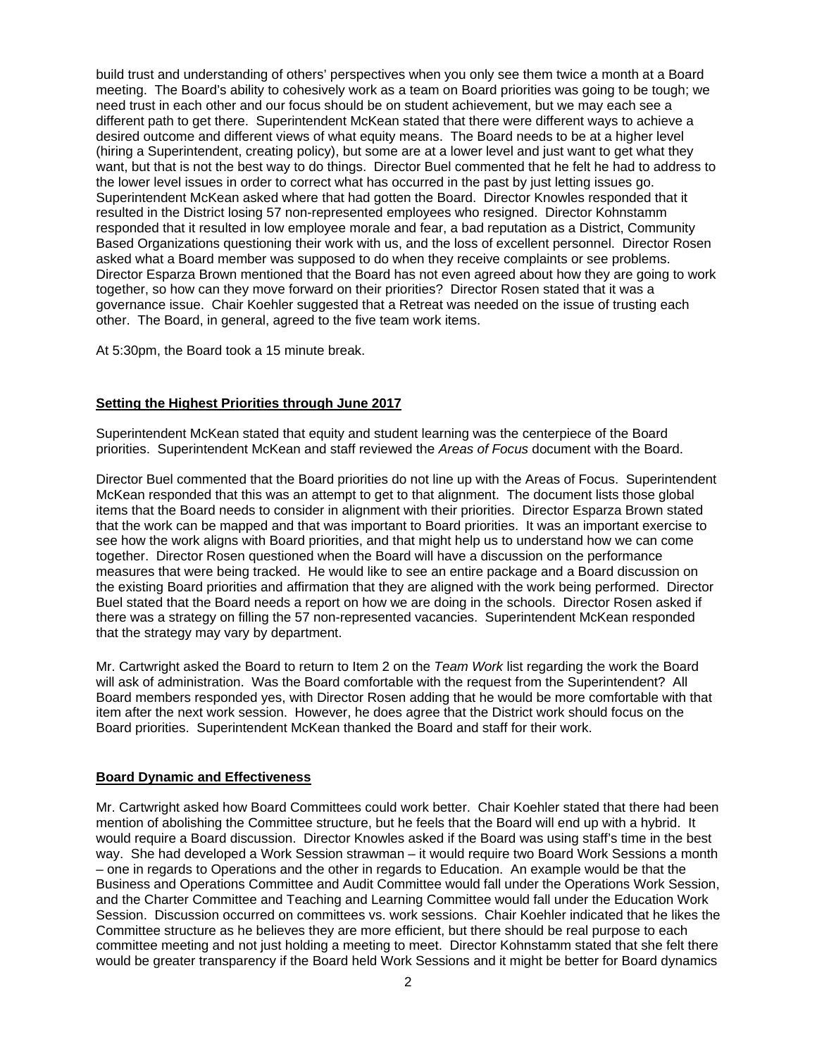build trust and understanding of others' perspectives when you only see them twice a month at a Board meeting. The Board's ability to cohesively work as a team on Board priorities was going to be tough; we need trust in each other and our focus should be on student achievement, but we may each see a different path to get there. Superintendent McKean stated that there were different ways to achieve a desired outcome and different views of what equity means. The Board needs to be at a higher level (hiring a Superintendent, creating policy), but some are at a lower level and just want to get what they want, but that is not the best way to do things. Director Buel commented that he felt he had to address to the lower level issues in order to correct what has occurred in the past by just letting issues go. Superintendent McKean asked where that had gotten the Board. Director Knowles responded that it resulted in the District losing 57 non-represented employees who resigned. Director Kohnstamm responded that it resulted in low employee morale and fear, a bad reputation as a District, Community Based Organizations questioning their work with us, and the loss of excellent personnel. Director Rosen asked what a Board member was supposed to do when they receive complaints or see problems. Director Esparza Brown mentioned that the Board has not even agreed about how they are going to work together, so how can they move forward on their priorities? Director Rosen stated that it was a governance issue. Chair Koehler suggested that a Retreat was needed on the issue of trusting each other. The Board, in general, agreed to the five team work items.

At 5:30pm, the Board took a 15 minute break.

## Setting the Highest Priorities through June 2017

Superintendent McKean stated that equity and student learning was the centerpiece of the Board priorities. Superintendent McKean and staff reviewed the *Areas of Focus* document with the Board.

Director Buel commented that the Board priorities do not line up with the Areas of Focus. Superintendent McKean responded that this was an attempt to get to that alignment. The document lists those global items that the Board needs to consider in alignment with their priorities. Director Esparza Brown stated that the work can be mapped and that was important to Board priorities. It was an important exercise to see how the work aligns with Board priorities, and that might help us to understand how we can come together. Director Rosen questioned when the Board will have a discussion on the performance measures that were being tracked. He would like to see an entire package and a Board discussion on the existing Board priorities and affirmation that they are aligned with the work being performed. Director Buel stated that the Board needs a report on how we are doing in the schools. Director Rosen asked if there was a strategy on filling the 57 non-represented vacancies. Superintendent McKean responded that the strategy may vary by department.

Mr. Cartwright asked the Board to return to Item 2 on the *Team Work* list regarding the work the Board will ask of administration. Was the Board comfortable with the request from the Superintendent? All Board members responded yes, with Director Rosen adding that he would be more comfortable with that item after the next work session. However, he does agree that the District work should focus on the Board priorities. Superintendent McKean thanked the Board and staff for their work.

## Board Dynamic and Effectiveness

Mr. Cartwright asked how Board Committees could work better. Chair Koehler stated that there had been mention of abolishing the Committee structure, but he feels that the Board will end up with a hybrid. It would require a Board discussion. Director Knowles asked if the Board was using staff's time in the best way. She had developed a Work Session strawman – it would require two Board Work Sessions a month – one in regards to Operations and the other in regards to Education. An example would be that the Business and Operations Committee and Audit Committee would fall under the Operations Work Session, and the Charter Committee and Teaching and Learning Committee would fall under the Education Work Session. Discussion occurred on committees vs. work sessions. Chair Koehler indicated that he likes the Committee structure as he believes they are more efficient, but there should be real purpose to each committee meeting and not just holding a meeting to meet. Director Kohnstamm stated that she felt there would be greater transparency if the Board held Work Sessions and it might be better for Board dynamics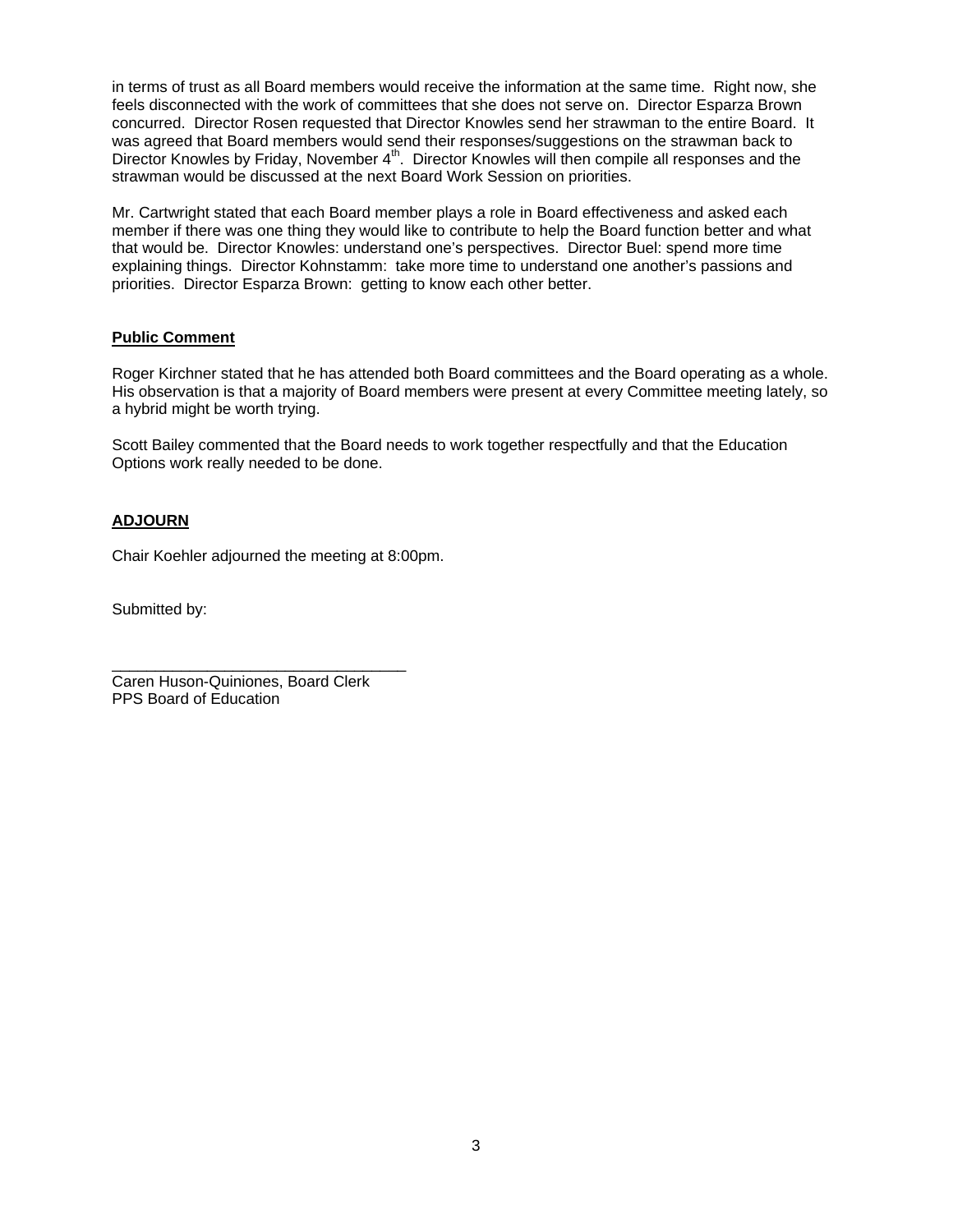in terms of trust as all Board members would receive the information at the same time. Right now, she feels disconnected with the work of committees that she does not serve on. Director Esparza Brown concurred. Director Rosen requested that Director Knowles send her strawman to the entire Board. It was agreed that Board members would send their responses/suggestions on the strawman back to Director Knowles by Friday, November 4th. Director Knowles will then compile all responses and the strawman would be discussed at the next Board Work Session on priorities.

Mr. Cartwright stated that each Board member plays a role in Board effectiveness and asked each member if there was one thing they would like to contribute to help the Board function better and what that would be. Director Knowles: understand one's perspectives. Director Buel: spend more time explaining things. Director Kohnstamm: take more time to understand one another's passions and priorities. Director Esparza Brown: getting to know each other better.

**Public Comment**

Roger Kirchner stated that he has attended both Board committees and the Board operating as a whole. His observation is that a majority of Board members were present at every Committee meeting lately, so a hybrid might be worth trying.

Scott Bailey commented that the Board needs to work together respectfully and that the Education Options work really needed to be done.

**ADJOURN**

Chair Koehler adjourned the meeting at 8:00pm.

Submitted by:

___________________________________
Caren Huson-Quiniones, Board Clerk
PPS Board of Education